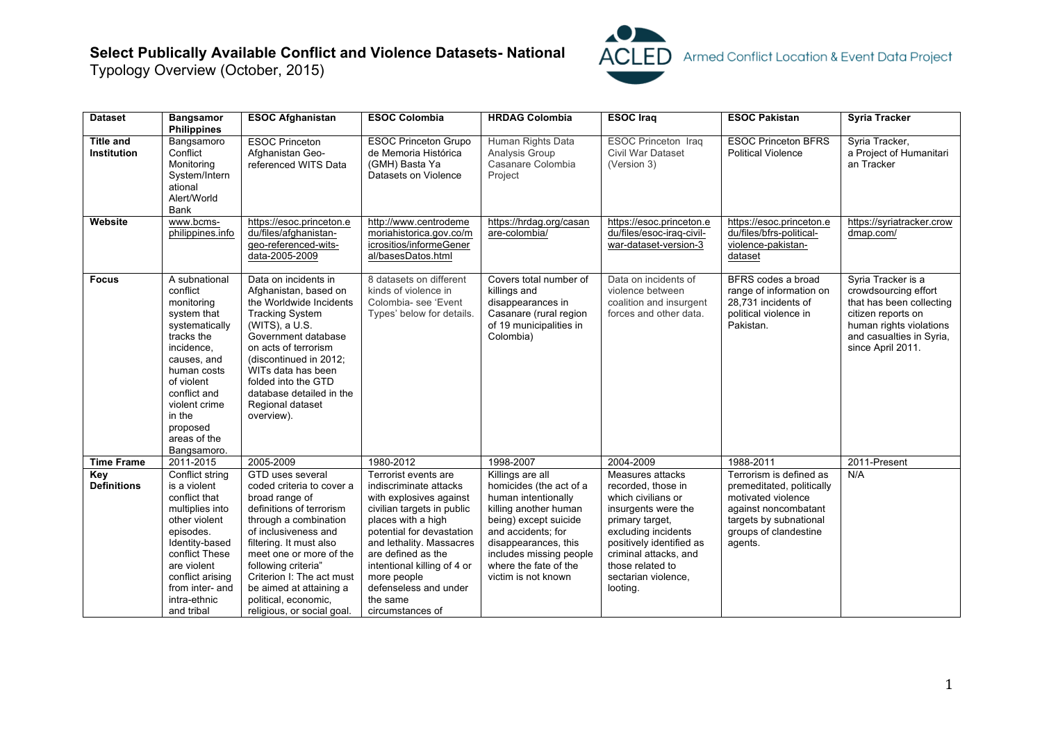# Select Publically Available Conflict and Violence Datasets- National

Typology Overview (October, 2015)

ACLED Armed Conflict Location & Event Data Project

| Dataset | Bangsamor Philippines | ESOC Afghanistan | ESOC Colombia | HRDAG Colombia | ESOC Iraq | ESOC Pakistan | Syria Tracker |
|---|---|---|---|---|---|---|---|
| Title and Institution | Bangsamoro Conflict Monitoring System/International Alert/World Bank | ESOC Princeton Afghanistan Geo-referenced WITS Data | ESOC Princeton Grupo de Memoria Histórica (GMH) Basta Ya Datasets on Violence | Human Rights Data Analysis Group Casanare Colombia Project | ESOC Princeton Iraq Civil War Dataset (Version 3) | ESOC Princeton BFRS Political Violence | Syria Tracker, a Project of Humanitarian Tracker |
| Website | www.bcms-philippines.info | https://esoc.princeton.edu/files/afghanistan-geo-referenced-wits-data-2005-2009 | http://www.centrodememoriahistorica.gov.co/micrositios/informeGeneral/basesDatos.html | https://hrdag.org/casanare-colombia/ | https://esoc.princeton.edu/files/esoc-iraq-civil-war-dataset-version-3 | https://esoc.princeton.edu/files/bfrs-political-violence-pakistan-dataset | https://syriatracker.crowdmap.com/ |
| Focus | A subnational conflict monitoring system that systematically tracks the incidence, causes, and human costs of violent conflict and violent crime in the proposed areas of the Bangsamoro. | Data on incidents in Afghanistan, based on the Worldwide Incidents Tracking System (WITS), a U.S. Government database on acts of terrorism (discontinued in 2012; WITs data has been folded into the GTD database detailed in the Regional dataset overview). | 8 datasets on different kinds of violence in Colombia- see 'Event Types' below for details. | Covers total number of killings and disappearances in Casanare (rural region of 19 municipalities in Colombia) | Data on incidents of violence between coalition and insurgent forces and other data. | BFRS codes a broad range of information on 28,731 incidents of political violence in Pakistan. | Syria Tracker is a crowdsourcing effort that has been collecting citizen reports on human rights violations and casualties in Syria, since April 2011. |
| Time Frame | 2011-2015 | 2005-2009 | 1980-2012 | 1998-2007 | 2004-2009 | 1988-2011 | 2011-Present |
| Key Definitions | Conflict string is a violent conflict that multiplies into other violent episodes. Identity-based conflict These are violent conflict arising from inter- and intra-ethnic and tribal | GTD uses several coded criteria to cover a broad range of definitions of terrorism through a combination of inclusiveness and filtering. It must also meet one or more of the following criteria" Criterion I: The act must be aimed at attaining a political, economic, religious, or social goal. | Terrorist events are indiscriminate attacks with explosives against civilian targets in public places with a high potential for devastation and lethality. Massacres are defined as the intentional killing of 4 or more people defenseless and under the same circumstances of | Killings are all homicides (the act of a human intentionally killing another human being) except suicide and accidents; for disappearances, this includes missing people where the fate of the victim is not known | Measures attacks recorded, those in which civilians or insurgents were the primary target, excluding incidents positively identified as criminal attacks, and those related to sectarian violence, looting. | Terrorism is defined as premeditated, politically motivated violence against noncombatant targets by subnational groups of clandestine agents. | N/A |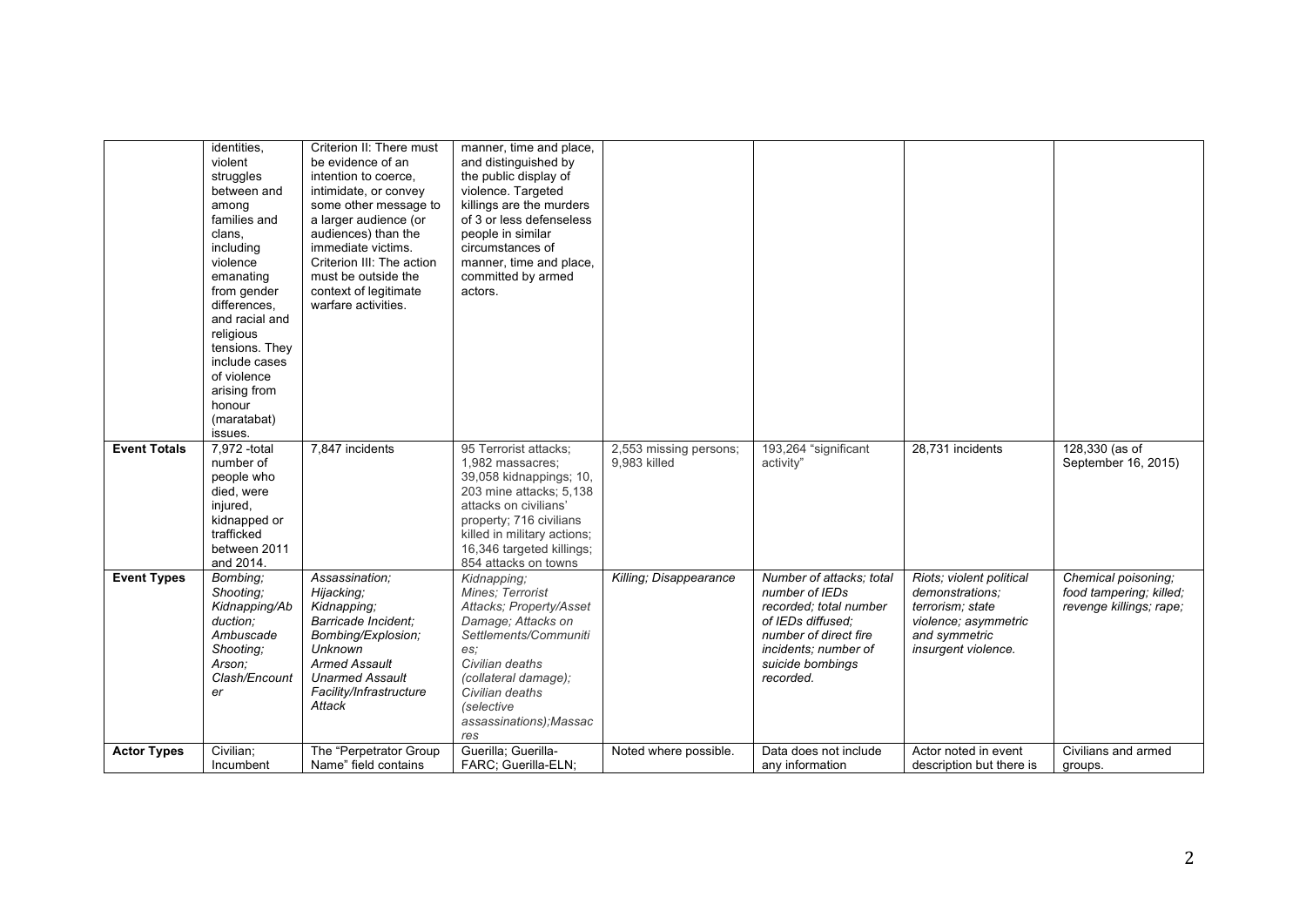| | | | | | | | |
|---|---|---|---|---|---|---|---|
| | identities, violent struggles between and among families and clans, including violence emanating from gender differences, and racial and religious tensions. They include cases of violence arising from honour (maratabat) issues. | Criterion II: There must be evidence of an intention to coerce, intimidate, or convey some other message to a larger audience (or audiences) than the immediate victims. Criterion III: The action must be outside the context of legitimate warfare activities. | manner, time and place, and distinguished by the public display of violence. Targeted killings are the murders of 3 or less defenseless people in similar circumstances of manner, time and place, committed by armed actors. | | | | |
| **Event Totals** | 7,972 -total number of people who died, were injured, kidnapped or trafficked between 2011 and 2014. | 7,847 incidents | 95 Terrorist attacks; 1,982 massacres; 39,058 kidnappings; 10, 203 mine attacks; 5,138 attacks on civilians' property; 716 civilians killed in military actions; 16,346 targeted killings; 854 attacks on towns | 2,553 missing persons; 9,983 killed | 193,264 "significant activity" | 28,731 incidents | 128,330 (as of September 16, 2015) |
| **Event Types** | *Bombing; Shooting; Kidnapping/Abduction; Ambuscade Shooting; Arson; Clash/Encounter* | *Assassination; Hijacking; Kidnapping; Barricade Incident; Bombing/Explosion; Unknown Armed Assault Unarmed Assault Facility/Infrastructure Attack* | *Kidnapping; Mines; Terrorist Attacks; Property/Asset Damage; Attacks on Settlements/Communities; Civilian deaths (collateral damage); Civilian deaths (selective assassinations);Massacres* | *Killing; Disappearance* | *Number of attacks; total number of IEDs recorded; total number of IEDs diffused; number of direct fire incidents; number of suicide bombings recorded.* | *Riots; violent political demonstrations; terrorism; state violence; asymmetric and symmetric insurgent violence.* | *Chemical poisoning; food tampering; killed; revenge killings; rape;* |
| **Actor Types** | Civilian; Incumbent | The "Perpetrator Group Name" field contains | Guerilla; Guerilla-FARC; Guerilla-ELN; | Noted where possible. | Data does not include any information | Actor noted in event description but there is | Civilians and armed groups. |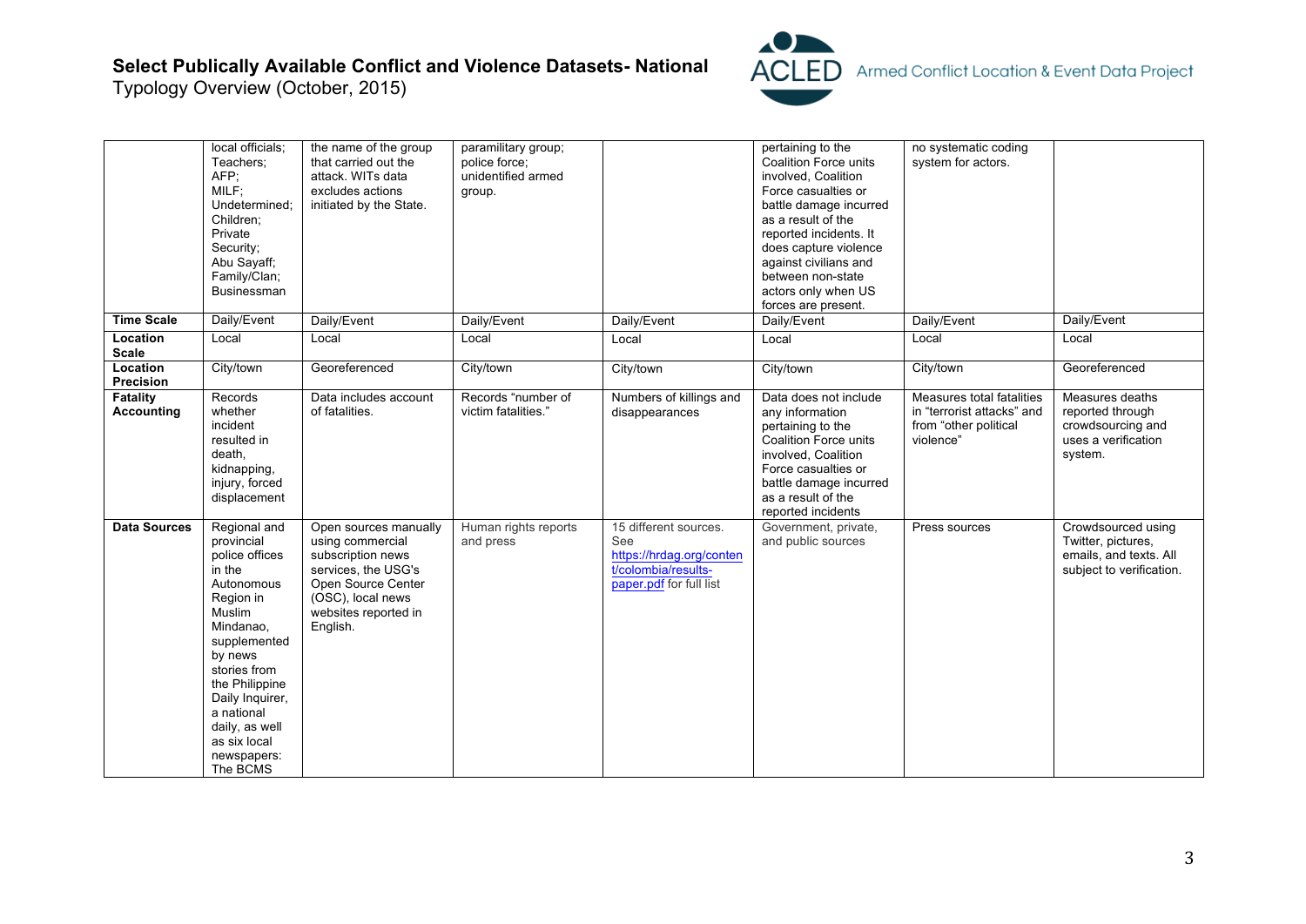| | | | | | | | |
|---|---|---|---|---|---|---|---|
| | local officials; Teachers; AFP; MILF; Undetermined; Children; Private Security; Abu Sayaff; Family/Clan; Businessman | the name of the group that carried out the attack. WITs data excludes actions initiated by the State. | paramilitary group; police force; unidentified armed group. | | pertaining to the Coalition Force units involved, Coalition Force casualties or battle damage incurred as a result of the reported incidents. It does capture violence against civilians and between non-state actors only when US forces are present. | no systematic coding system for actors. | |
| **Time Scale** | Daily/Event | Daily/Event | Daily/Event | Daily/Event | Daily/Event | Daily/Event | Daily/Event |
| **Location Scale** | Local | Local | Local | Local | Local | Local | Local |
| **Location Precision** | City/town | Georeferenced | City/town | City/town | City/town | City/town | Georeferenced |
| **Fatality Accounting** | Records whether incident resulted in death, kidnapping, injury, forced displacement | Data includes account of fatalities. | Records "number of victim fatalities." | Numbers of killings and disappearances | Data does not include any information pertaining to the Coalition Force units involved, Coalition Force casualties or battle damage incurred as a result of the reported incidents | Measures total fatalities in "terrorist attacks" and from "other political violence" | Measures deaths reported through crowdsourcing and uses a verification system. |
| **Data Sources** | Regional and provincial police offices in the Autonomous Region in Muslim Mindanao, supplemented by news stories from the Philippine Daily Inquirer, a national daily, as well as six local newspapers: The BCMS | Open sources manually using commercial subscription news services, the USG's Open Source Center (OSC), local news websites reported in English. | Human rights reports and press | 15 different sources. See [https://hrdag.org/content/colombia/results-paper.pdf](https://hrdag.org/content/colombia/results-paper.pdf) for full list | Government, private, and public sources | Press sources | Crowdsourced using Twitter, pictures, emails, and texts. All subject to verification. |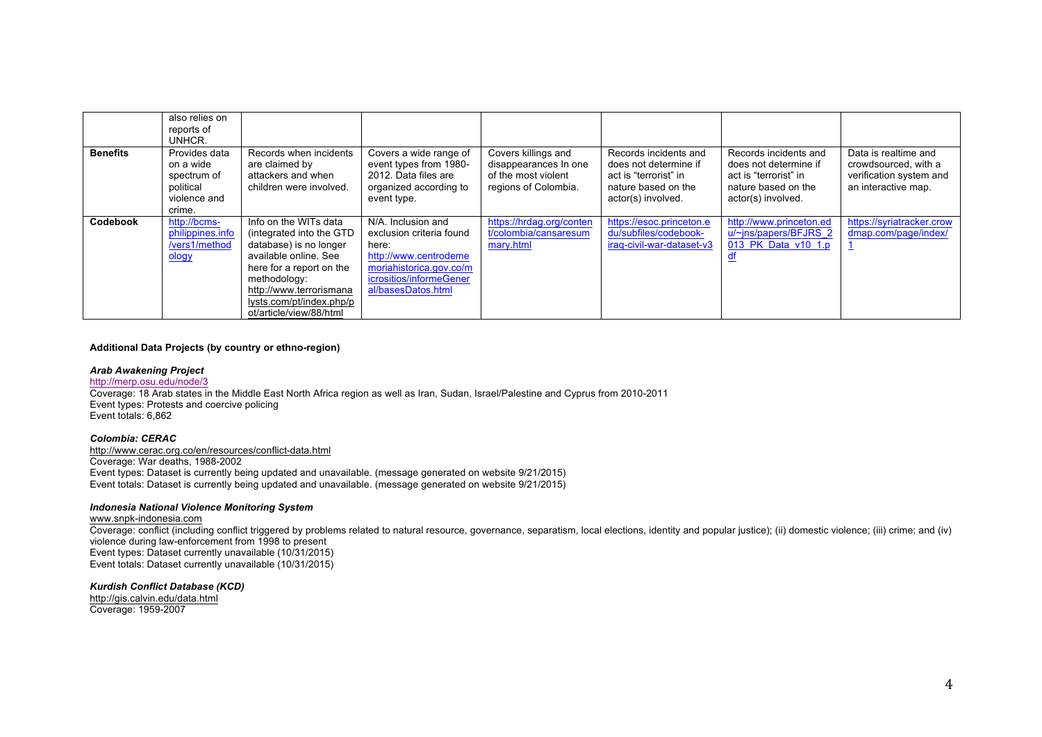| | also relies on reports of UNHCR. | | | | | | |
|---|---|---|---|---|---|---|---|
| **Benefits** | Provides data on a wide spectrum of political violence and crime. | Records when incidents are claimed by attackers and when children were involved. | Covers a wide range of event types from 1980-2012. Data files are organized according to event type. | Covers killings and disappearances In one of the most violent regions of Colombia. | Records incidents and does not determine if act is "terrorist" in nature based on the actor(s) involved. | Records incidents and does not determine if act is "terrorist" in nature based on the actor(s) involved. | Data is realtime and crowdsourced, with a verification system and an interactive map. |
| **Codebook** | http://bcms-philippines.info/vers1/methodology | Info on the WITs data (integrated into the GTD database) is no longer available online. See here for a report on the methodology: http://www.terrorismanalysts.com/pt/index.php/pot/article/view/88/html | N/A. Inclusion and exclusion criteria found here: http://www.centrodememoriahistorica.gov.co/micrositios/informeGeneral/basesDatos.html | https://hrdag.org/content/colombia/cansaresummary.html | https://esoc.princeton.edu/subfiles/codebook-iraq-civil-war-dataset-v3 | http://www.princeton.edu/~jns/papers/BFJRS_2013_PK_Data_v10_1.pdf | https://syriatracker.crowdmap.com/page/index/1 |

**Additional Data Projects (by country or ethno-region)**

***Arab Awakening Project***

http://merp.osu.edu/node/3

Coverage: 18 Arab states in the Middle East North Africa region as well as Iran, Sudan, Israel/Palestine and Cyprus from 2010-2011

Event types: Protests and coercive policing

Event totals: 6,862

***Colombia: CERAC***

http://www.cerac.org.co/en/resources/conflict-data.html

Coverage: War deaths, 1988-2002

Event types: Dataset is currently being updated and unavailable. (message generated on website 9/21/2015)

Event totals: Dataset is currently being updated and unavailable. (message generated on website 9/21/2015)

***Indonesia National Violence Monitoring System***

www.snpk-indonesia.com

Coverage: conflict (including conflict triggered by problems related to natural resource, governance, separatism, local elections, identity and popular justice); (ii) domestic violence; (iii) crime; and (iv) violence during law-enforcement from 1998 to present

Event types: Dataset currently unavailable (10/31/2015)

Event totals: Dataset currently unavailable (10/31/2015)

***Kurdish Conflict Database (KCD)***

http://gis.calvin.edu/data.html

Coverage: 1959-2007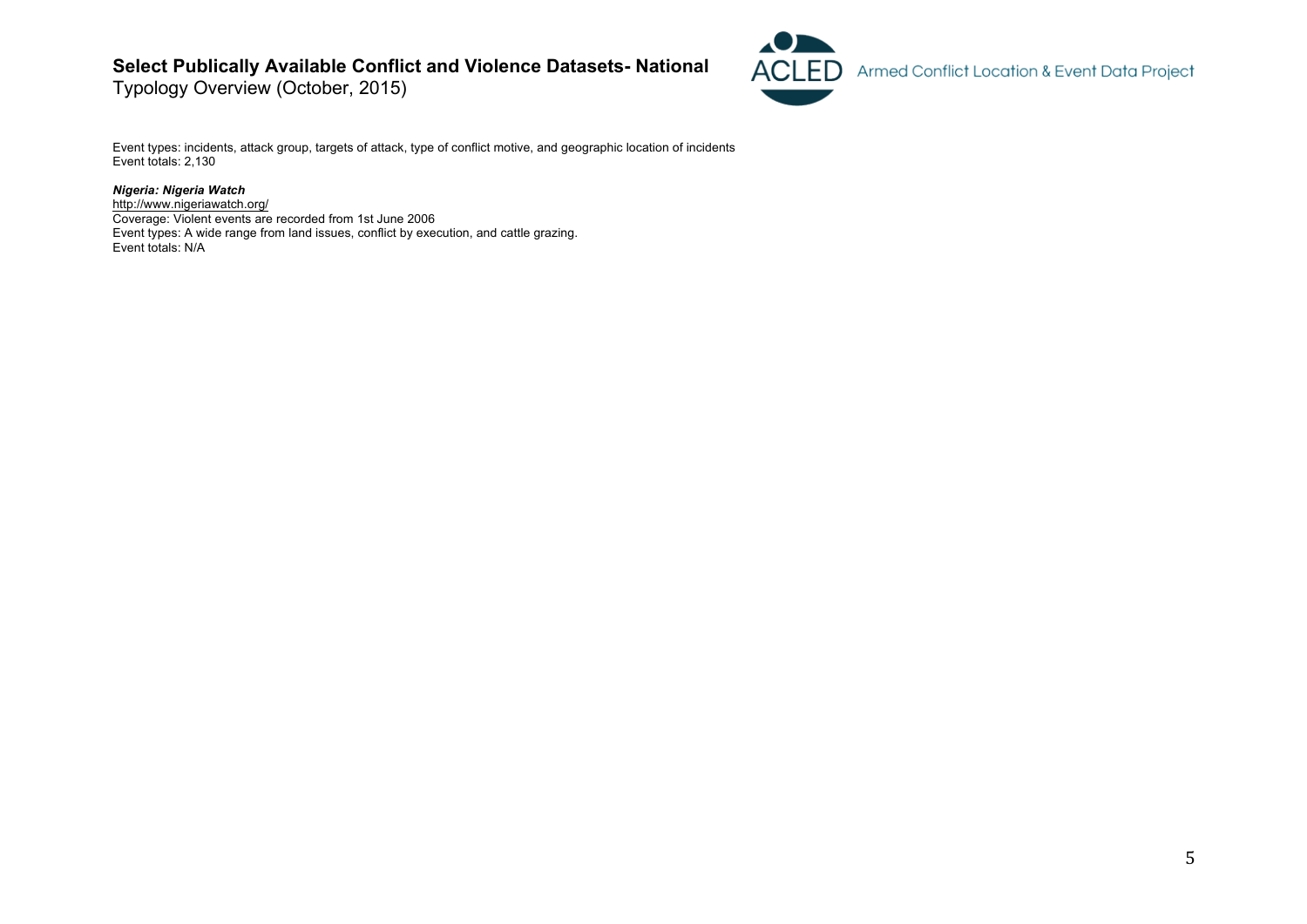Event types: incidents, attack group, targets of attack, type of conflict motive, and geographic location of incidents
Event totals: 2,130

***Nigeria: Nigeria Watch***
http://www.nigeriawatch.org/
Coverage: Violent events are recorded from 1st June 2006
Event types: A wide range from land issues, conflict by execution, and cattle grazing.
Event totals: N/A